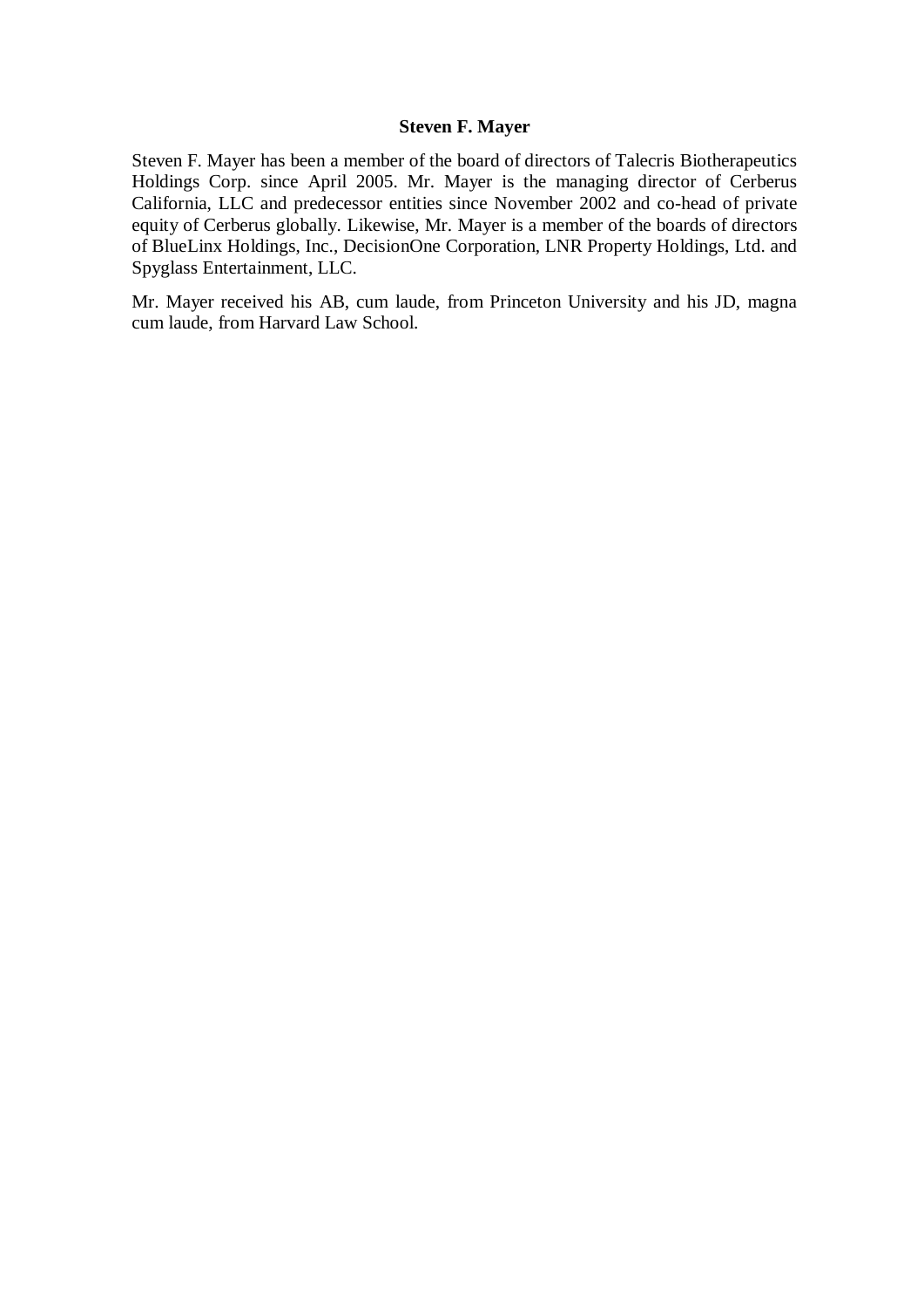**Steven F. Mayer**

Steven F. Mayer has been a member of the board of directors of Talecris Biotherapeutics Holdings Corp. since April 2005. Mr. Mayer is the managing director of Cerberus California, LLC and predecessor entities since November 2002 and co-head of private equity of Cerberus globally. Likewise, Mr. Mayer is a member of the boards of directors of BlueLinx Holdings, Inc., DecisionOne Corporation, LNR Property Holdings, Ltd. and Spyglass Entertainment, LLC.

Mr. Mayer received his AB, cum laude, from Princeton University and his JD, magna cum laude, from Harvard Law School.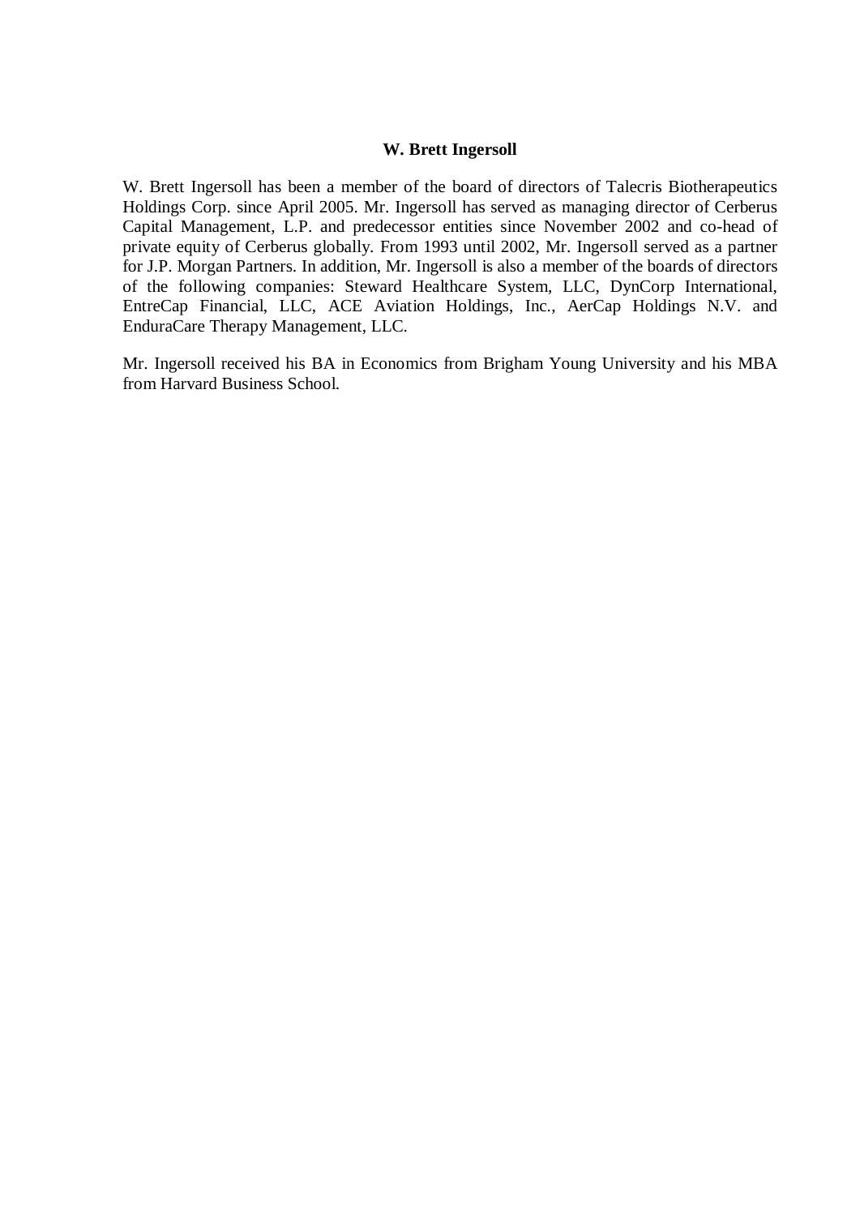**W. Brett Ingersoll**

W. Brett Ingersoll has been a member of the board of directors of Talecris Biotherapeutics Holdings Corp. since April 2005. Mr. Ingersoll has served as managing director of Cerberus Capital Management, L.P. and predecessor entities since November 2002 and co-head of private equity of Cerberus globally. From 1993 until 2002, Mr. Ingersoll served as a partner for J.P. Morgan Partners. In addition, Mr. Ingersoll is also a member of the boards of directors of the following companies: Steward Healthcare System, LLC, DynCorp International, EntreCap Financial, LLC, ACE Aviation Holdings, Inc., AerCap Holdings N.V. and EnduraCare Therapy Management, LLC.

Mr. Ingersoll received his BA in Economics from Brigham Young University and his MBA from Harvard Business School.